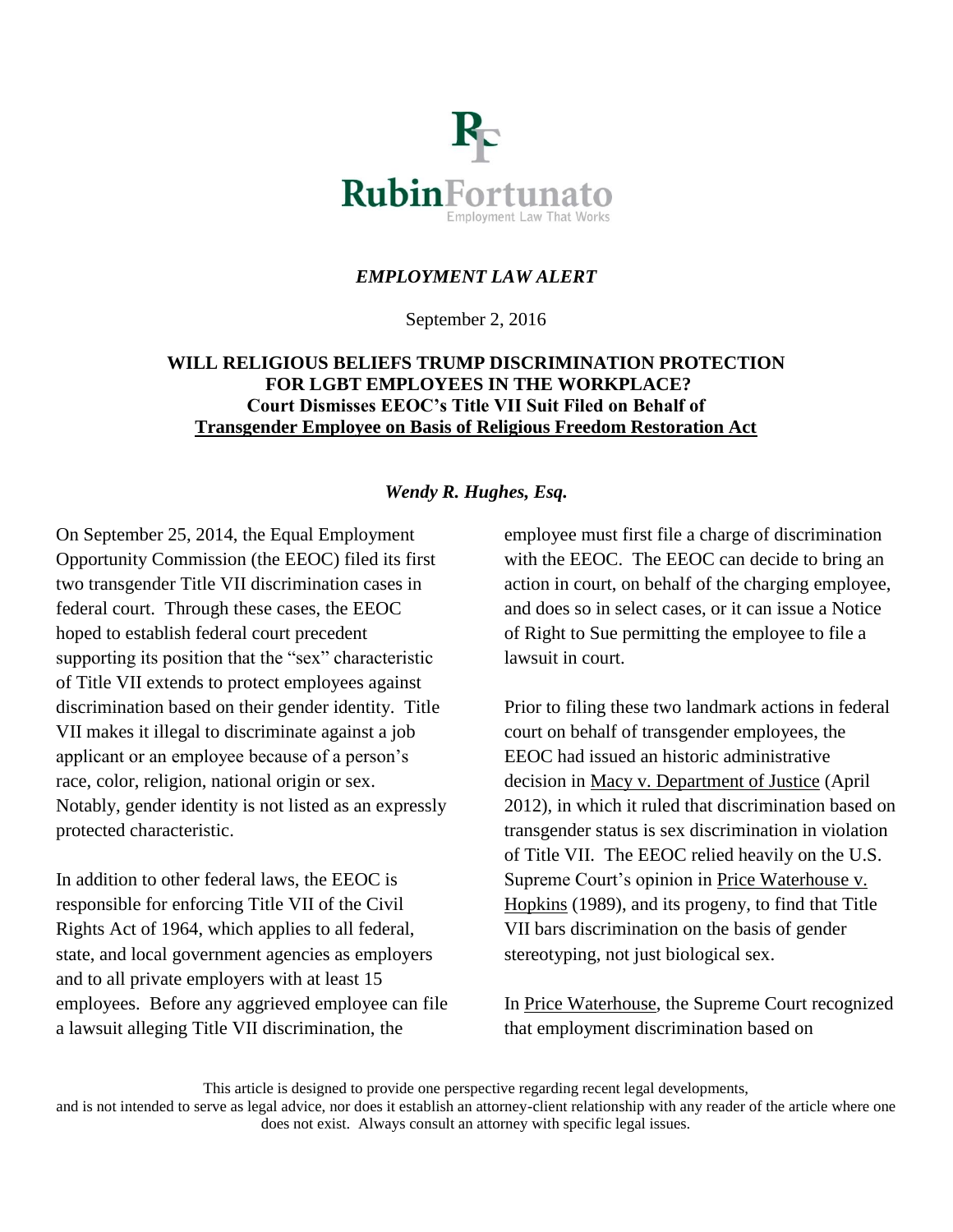RubinFortunato

Employment Law That Works

*EMPLOYMENT LAW ALERT*

September 2, 2016

**WILL RELIGIOUS BELIEFS TRUMP DISCRIMINATION PROTECTION FOR LGBT EMPLOYEES IN THE WORKPLACE?**
**Court Dismisses EEOC's Title VII Suit Filed on Behalf of Transgender Employee on Basis of Religious Freedom Restoration Act**

***Wendy R. Hughes, Esq.***

On September 25, 2014, the Equal Employment Opportunity Commission (the EEOC) filed its first two transgender Title VII discrimination cases in federal court. Through these cases, the EEOC hoped to establish federal court precedent supporting its position that the "sex" characteristic of Title VII extends to protect employees against discrimination based on their gender identity. Title VII makes it illegal to discriminate against a job applicant or an employee because of a person's race, color, religion, national origin or sex. Notably, gender identity is not listed as an expressly protected characteristic.

In addition to other federal laws, the EEOC is responsible for enforcing Title VII of the Civil Rights Act of 1964, which applies to all federal, state, and local government agencies as employers and to all private employers with at least 15 employees. Before any aggrieved employee can file a lawsuit alleging Title VII discrimination, the employee must first file a charge of discrimination with the EEOC. The EEOC can decide to bring an action in court, on behalf of the charging employee, and does so in select cases, or it can issue a Notice of Right to Sue permitting the employee to file a lawsuit in court.

Prior to filing these two landmark actions in federal court on behalf of transgender employees, the EEOC had issued an historic administrative decision in Macy v. Department of Justice (April 2012), in which it ruled that discrimination based on transgender status is sex discrimination in violation of Title VII. The EEOC relied heavily on the U.S. Supreme Court's opinion in Price Waterhouse v. Hopkins (1989), and its progeny, to find that Title VII bars discrimination on the basis of gender stereotyping, not just biological sex.

In Price Waterhouse, the Supreme Court recognized that employment discrimination based on

This article is designed to provide one perspective regarding recent legal developments, and is not intended to serve as legal advice, nor does it establish an attorney-client relationship with any reader of the article where one does not exist. Always consult an attorney with specific legal issues.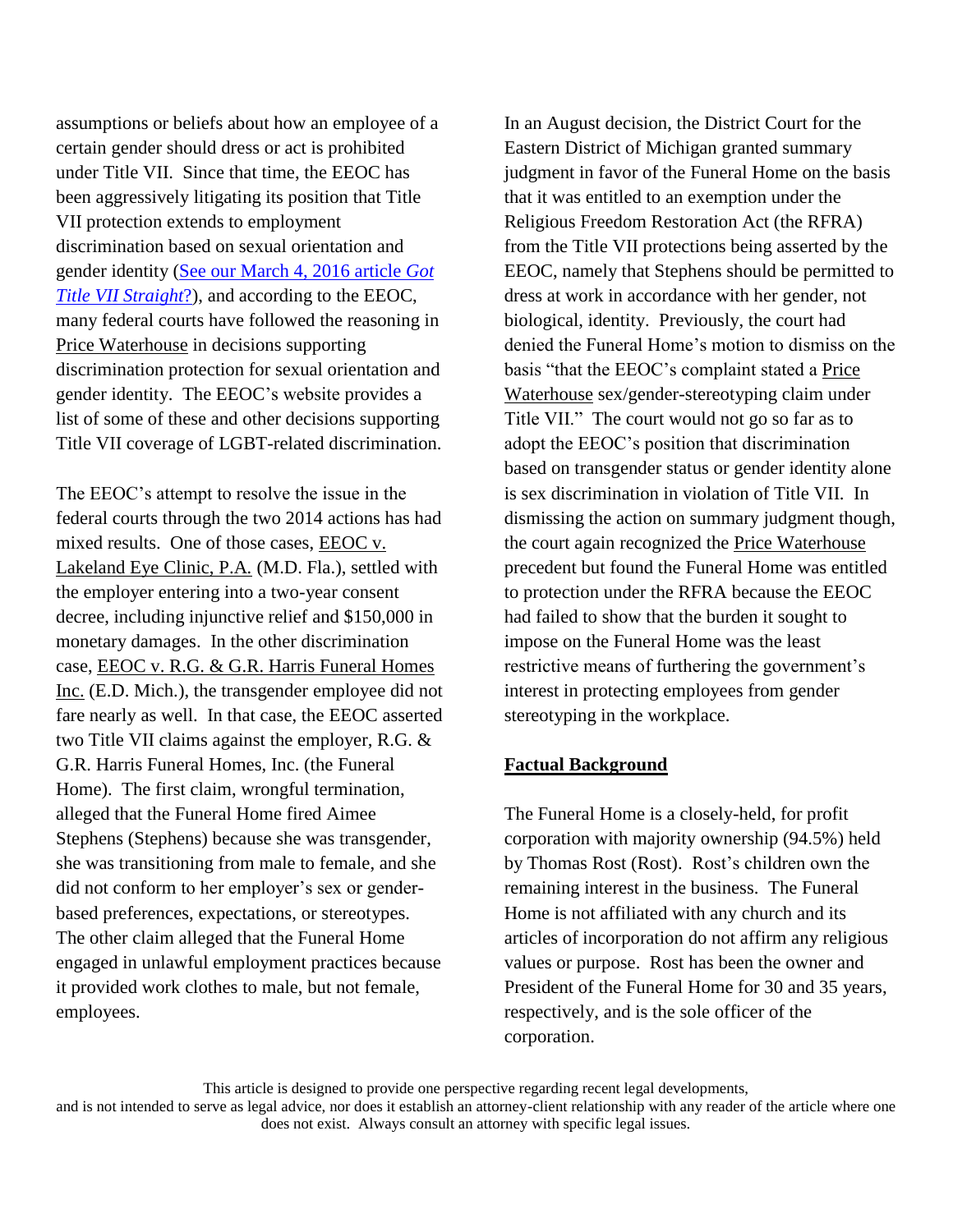assumptions or beliefs about how an employee of a certain gender should dress or act is prohibited under Title VII. Since that time, the EEOC has been aggressively litigating its position that Title VII protection extends to employment discrimination based on sexual orientation and gender identity (See our March 4, 2016 article *Got Title VII Straight*?), and according to the EEOC, many federal courts have followed the reasoning in Price Waterhouse in decisions supporting discrimination protection for sexual orientation and gender identity. The EEOC's website provides a list of some of these and other decisions supporting Title VII coverage of LGBT-related discrimination.

The EEOC's attempt to resolve the issue in the federal courts through the two 2014 actions has had mixed results. One of those cases, EEOC v. Lakeland Eye Clinic, P.A. (M.D. Fla.), settled with the employer entering into a two-year consent decree, including injunctive relief and $150,000 in monetary damages. In the other discrimination case, EEOC v. R.G. & G.R. Harris Funeral Homes Inc. (E.D. Mich.), the transgender employee did not fare nearly as well. In that case, the EEOC asserted two Title VII claims against the employer, R.G. & G.R. Harris Funeral Homes, Inc. (the Funeral Home). The first claim, wrongful termination, alleged that the Funeral Home fired Aimee Stephens (Stephens) because she was transgender, she was transitioning from male to female, and she did not conform to her employer's sex or gender-based preferences, expectations, or stereotypes. The other claim alleged that the Funeral Home engaged in unlawful employment practices because it provided work clothes to male, but not female, employees.

In an August decision, the District Court for the Eastern District of Michigan granted summary judgment in favor of the Funeral Home on the basis that it was entitled to an exemption under the Religious Freedom Restoration Act (the RFRA) from the Title VII protections being asserted by the EEOC, namely that Stephens should be permitted to dress at work in accordance with her gender, not biological, identity. Previously, the court had denied the Funeral Home's motion to dismiss on the basis "that the EEOC's complaint stated a Price Waterhouse sex/gender-stereotyping claim under Title VII." The court would not go so far as to adopt the EEOC's position that discrimination based on transgender status or gender identity alone is sex discrimination in violation of Title VII. In dismissing the action on summary judgment though, the court again recognized the Price Waterhouse precedent but found the Funeral Home was entitled to protection under the RFRA because the EEOC had failed to show that the burden it sought to impose on the Funeral Home was the least restrictive means of furthering the government's interest in protecting employees from gender stereotyping in the workplace.

## Factual Background

The Funeral Home is a closely-held, for profit corporation with majority ownership (94.5%) held by Thomas Rost (Rost). Rost's children own the remaining interest in the business. The Funeral Home is not affiliated with any church and its articles of incorporation do not affirm any religious values or purpose. Rost has been the owner and President of the Funeral Home for 30 and 35 years, respectively, and is the sole officer of the corporation.

This article is designed to provide one perspective regarding recent legal developments, and is not intended to serve as legal advice, nor does it establish an attorney-client relationship with any reader of the article where one does not exist. Always consult an attorney with specific legal issues.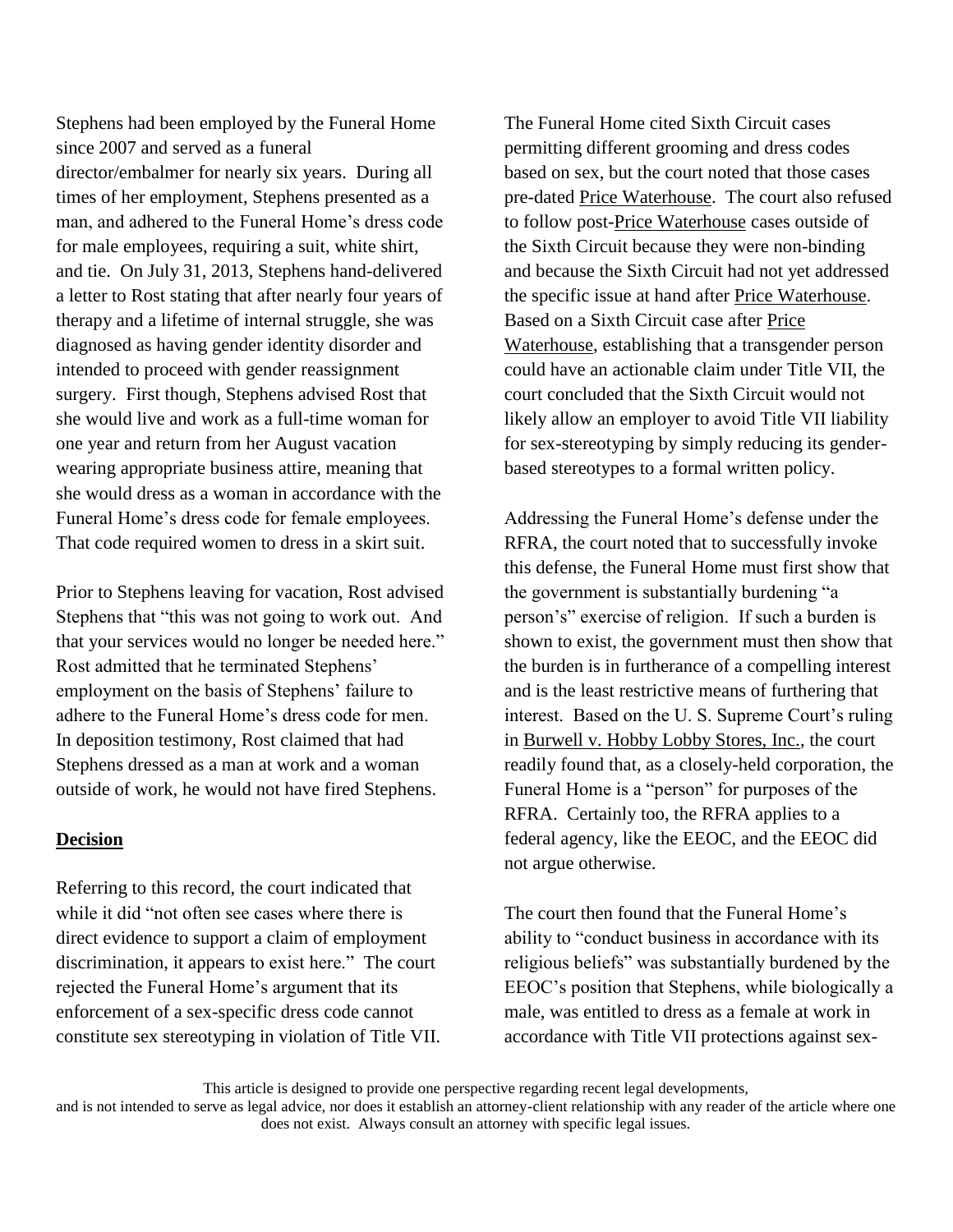Stephens had been employed by the Funeral Home since 2007 and served as a funeral director/embalmer for nearly six years. During all times of her employment, Stephens presented as a man, and adhered to the Funeral Home's dress code for male employees, requiring a suit, white shirt, and tie. On July 31, 2013, Stephens hand-delivered a letter to Rost stating that after nearly four years of therapy and a lifetime of internal struggle, she was diagnosed as having gender identity disorder and intended to proceed with gender reassignment surgery. First though, Stephens advised Rost that she would live and work as a full-time woman for one year and return from her August vacation wearing appropriate business attire, meaning that she would dress as a woman in accordance with the Funeral Home's dress code for female employees. That code required women to dress in a skirt suit.

Prior to Stephens leaving for vacation, Rost advised Stephens that "this was not going to work out. And that your services would no longer be needed here." Rost admitted that he terminated Stephens' employment on the basis of Stephens' failure to adhere to the Funeral Home's dress code for men. In deposition testimony, Rost claimed that had Stephens dressed as a man at work and a woman outside of work, he would not have fired Stephens.

**Decision**

Referring to this record, the court indicated that while it did "not often see cases where there is direct evidence to support a claim of employment discrimination, it appears to exist here." The court rejected the Funeral Home's argument that its enforcement of a sex-specific dress code cannot constitute sex stereotyping in violation of Title VII. The Funeral Home cited Sixth Circuit cases permitting different grooming and dress codes based on sex, but the court noted that those cases pre-dated Price Waterhouse. The court also refused to follow post-Price Waterhouse cases outside of the Sixth Circuit because they were non-binding and because the Sixth Circuit had not yet addressed the specific issue at hand after Price Waterhouse. Based on a Sixth Circuit case after Price Waterhouse, establishing that a transgender person could have an actionable claim under Title VII, the court concluded that the Sixth Circuit would not likely allow an employer to avoid Title VII liability for sex-stereotyping by simply reducing its gender-based stereotypes to a formal written policy.

Addressing the Funeral Home's defense under the RFRA, the court noted that to successfully invoke this defense, the Funeral Home must first show that the government is substantially burdening "a person's" exercise of religion. If such a burden is shown to exist, the government must then show that the burden is in furtherance of a compelling interest and is the least restrictive means of furthering that interest. Based on the U. S. Supreme Court's ruling in Burwell v. Hobby Lobby Stores, Inc., the court readily found that, as a closely-held corporation, the Funeral Home is a "person" for purposes of the RFRA. Certainly too, the RFRA applies to a federal agency, like the EEOC, and the EEOC did not argue otherwise.

The court then found that the Funeral Home's ability to "conduct business in accordance with its religious beliefs" was substantially burdened by the EEOC's position that Stephens, while biologically a male, was entitled to dress as a female at work in accordance with Title VII protections against sex-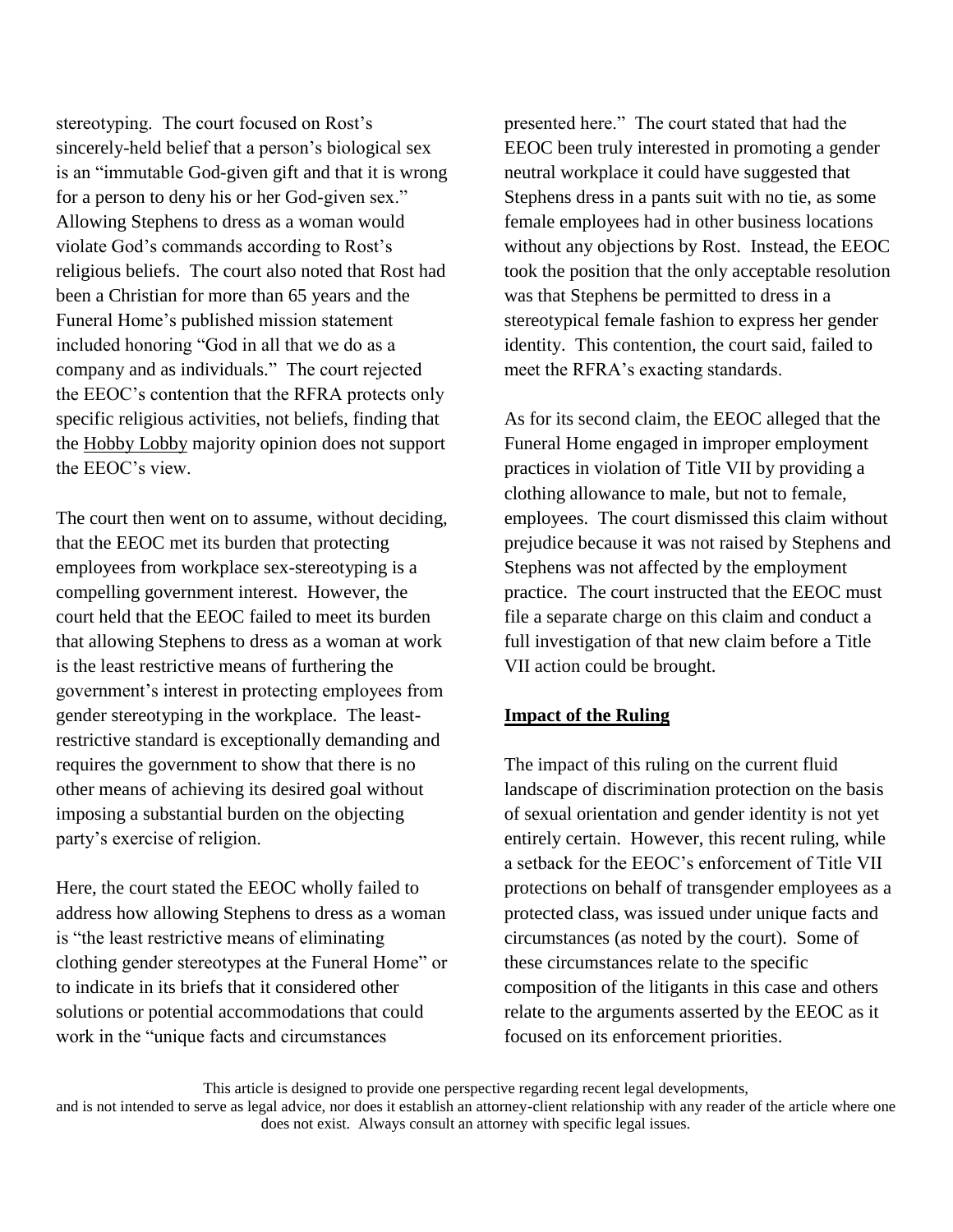stereotyping. The court focused on Rost's sincerely-held belief that a person's biological sex is an "immutable God-given gift and that it is wrong for a person to deny his or her God-given sex." Allowing Stephens to dress as a woman would violate God's commands according to Rost's religious beliefs. The court also noted that Rost had been a Christian for more than 65 years and the Funeral Home's published mission statement included honoring "God in all that we do as a company and as individuals." The court rejected the EEOC's contention that the RFRA protects only specific religious activities, not beliefs, finding that the Hobby Lobby majority opinion does not support the EEOC's view.

The court then went on to assume, without deciding, that the EEOC met its burden that protecting employees from workplace sex-stereotyping is a compelling government interest. However, the court held that the EEOC failed to meet its burden that allowing Stephens to dress as a woman at work is the least restrictive means of furthering the government's interest in protecting employees from gender stereotyping in the workplace. The least-restrictive standard is exceptionally demanding and requires the government to show that there is no other means of achieving its desired goal without imposing a substantial burden on the objecting party's exercise of religion.

Here, the court stated the EEOC wholly failed to address how allowing Stephens to dress as a woman is "the least restrictive means of eliminating clothing gender stereotypes at the Funeral Home" or to indicate in its briefs that it considered other solutions or potential accommodations that could work in the "unique facts and circumstances presented here." The court stated that had the EEOC been truly interested in promoting a gender neutral workplace it could have suggested that Stephens dress in a pants suit with no tie, as some female employees had in other business locations without any objections by Rost. Instead, the EEOC took the position that the only acceptable resolution was that Stephens be permitted to dress in a stereotypical female fashion to express her gender identity. This contention, the court said, failed to meet the RFRA's exacting standards.

As for its second claim, the EEOC alleged that the Funeral Home engaged in improper employment practices in violation of Title VII by providing a clothing allowance to male, but not to female, employees. The court dismissed this claim without prejudice because it was not raised by Stephens and Stephens was not affected by the employment practice. The court instructed that the EEOC must file a separate charge on this claim and conduct a full investigation of that new claim before a Title VII action could be brought.

## Impact of the Ruling

The impact of this ruling on the current fluid landscape of discrimination protection on the basis of sexual orientation and gender identity is not yet entirely certain. However, this recent ruling, while a setback for the EEOC's enforcement of Title VII protections on behalf of transgender employees as a protected class, was issued under unique facts and circumstances (as noted by the court). Some of these circumstances relate to the specific composition of the litigants in this case and others relate to the arguments asserted by the EEOC as it focused on its enforcement priorities.

This article is designed to provide one perspective regarding recent legal developments, and is not intended to serve as legal advice, nor does it establish an attorney-client relationship with any reader of the article where one does not exist. Always consult an attorney with specific legal issues.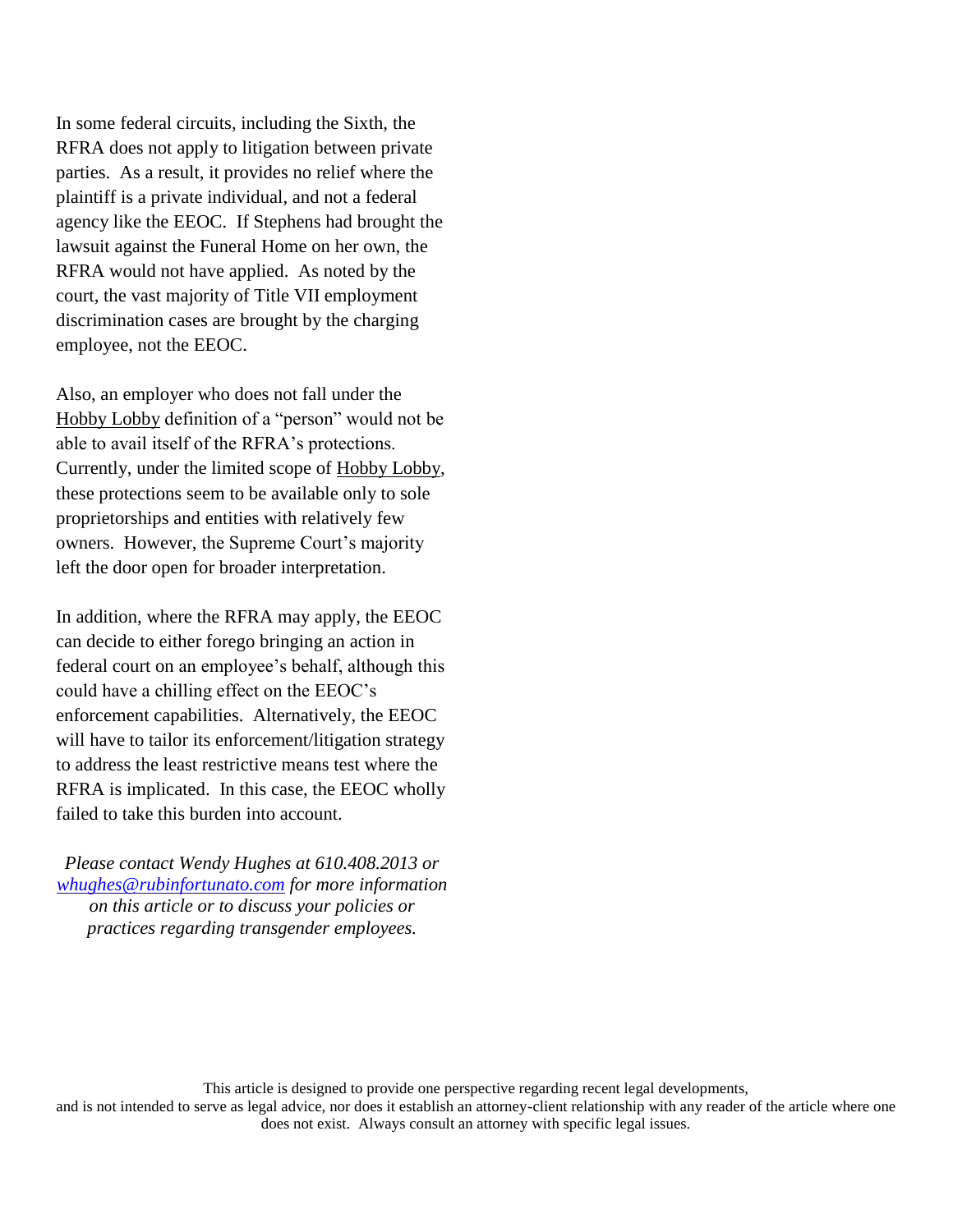In some federal circuits, including the Sixth, the RFRA does not apply to litigation between private parties. As a result, it provides no relief where the plaintiff is a private individual, and not a federal agency like the EEOC. If Stephens had brought the lawsuit against the Funeral Home on her own, the RFRA would not have applied. As noted by the court, the vast majority of Title VII employment discrimination cases are brought by the charging employee, not the EEOC.

Also, an employer who does not fall under the Hobby Lobby definition of a "person" would not be able to avail itself of the RFRA's protections. Currently, under the limited scope of Hobby Lobby, these protections seem to be available only to sole proprietorships and entities with relatively few owners. However, the Supreme Court's majority left the door open for broader interpretation.

In addition, where the RFRA may apply, the EEOC can decide to either forego bringing an action in federal court on an employee's behalf, although this could have a chilling effect on the EEOC's enforcement capabilities. Alternatively, the EEOC will have to tailor its enforcement/litigation strategy to address the least restrictive means test where the RFRA is implicated. In this case, the EEOC wholly failed to take this burden into account.

*Please contact Wendy Hughes at 610.408.2013 or whughes@rubinfortunato.com for more information on this article or to discuss your policies or practices regarding transgender employees.*

This article is designed to provide one perspective regarding recent legal developments, and is not intended to serve as legal advice, nor does it establish an attorney-client relationship with any reader of the article where one does not exist. Always consult an attorney with specific legal issues.